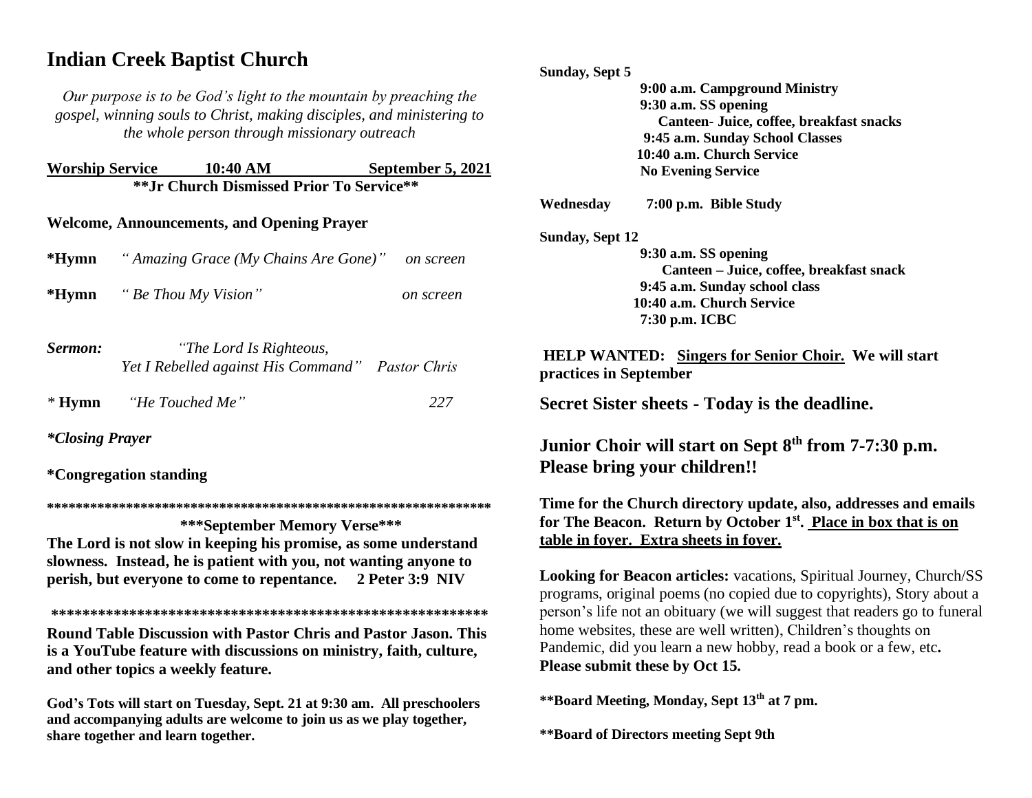# Indian Creek Baptist Church

*Our purpose is to be God's light to the mountain by preaching the gospel, winning souls to Christ, making disciples, and ministering to the whole person through missionary outreach*

**Worship Service 10:40 AM September 5, 2021**

****Jr Church Dismissed Prior To Service****

**Welcome, Announcements, and Opening Prayer**

**\*Hymn** *" Amazing Grace (My Chains Are Gone)" on screen*

**\*Hymn** *" Be Thou My Vision" on screen*

***Sermon:*** *"The Lord Is Righteous, Yet I Rebelled against His Command" Pastor Chris*

*\** **Hymn** *"He Touched Me"* 227

***\*Closing Prayer***

**\*Congregation standing**

****************************************************************

**\*\*\*September Memory Verse\*\*\***

**The Lord is not slow in keeping his promise, as some understand slowness. Instead, he is patient with you, not wanting anyone to perish, but everyone to come to repentance. 2 Peter 3:9 NIV**

**********************************************************

**Round Table Discussion with Pastor Chris and Pastor Jason. This is a YouTube feature with discussions on ministry, faith, culture, and other topics a weekly feature.**

**God's Tots will start on Tuesday, Sept. 21 at 9:30 am. All preschoolers and accompanying adults are welcome to join us as we play together, share together and learn together.**

**Sunday, Sept 5**
- **9:00 a.m. Campground Ministry**
- **9:30 a.m. SS opening**
  - **Canteen- Juice, coffee, breakfast snacks**
- **9:45 a.m. Sunday School Classes**
- **10:40 a.m. Church Service**
- **No Evening Service**

**Wednesday 7:00 p.m. Bible Study**

**Sunday, Sept 12**
- **9:30 a.m. SS opening**
  - **Canteen – Juice, coffee, breakfast snack**
- **9:45 a.m. Sunday school class**
- **10:40 a.m. Church Service**
- **7:30 p.m. ICBC**

**HELP WANTED: Singers for Senior Choir. We will start practices in September**

## Secret Sister sheets - Today is the deadline.

## Junior Choir will start on Sept 8th from 7-7:30 p.m. Please bring your children!!

**Time for the Church directory update, also, addresses and emails for The Beacon. Return by October 1st. Place in box that is on table in foyer. Extra sheets in foyer.**

**Looking for Beacon articles:** vacations, Spiritual Journey, Church/SS programs, original poems (no copied due to copyrights), Story about a person's life not an obituary (we will suggest that readers go to funeral home websites, these are well written), Children's thoughts on Pandemic, did you learn a new hobby, read a book or a few, etc**. Please submit these by Oct 15.**

**\*\*Board Meeting, Monday, Sept 13th at 7 pm.**

**\*\*Board of Directors meeting Sept 9th**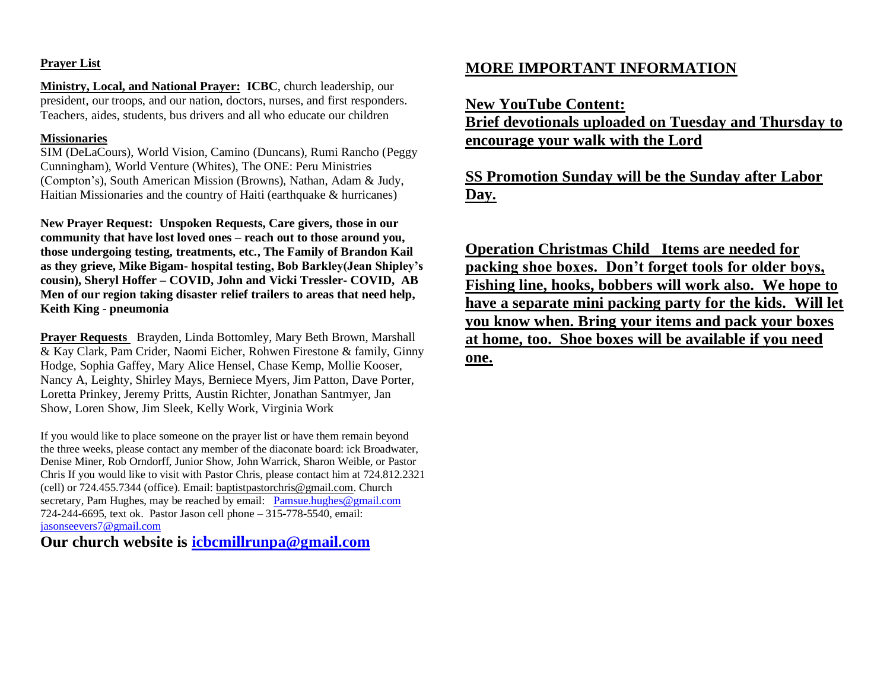**Prayer List**

**Ministry, Local, and National Prayer: ICBC**, church leadership, our president, our troops, and our nation, doctors, nurses, and first responders. Teachers, aides, students, bus drivers and all who educate our children

**Missionaries**

SIM (DeLaCours), World Vision, Camino (Duncans), Rumi Rancho (Peggy Cunningham), World Venture (Whites), The ONE: Peru Ministries (Compton's), South American Mission (Browns), Nathan, Adam & Judy, Haitian Missionaries and the country of Haiti (earthquake & hurricanes)

**New Prayer Request: Unspoken Requests, Care givers, those in our community that have lost loved ones – reach out to those around you, those undergoing testing, treatments, etc., The Family of Brandon Kail as they grieve, Mike Bigam- hospital testing, Bob Barkley(Jean Shipley's cousin), Sheryl Hoffer – COVID, John and Vicki Tressler- COVID, AB Men of our region taking disaster relief trailers to areas that need help, Keith King - pneumonia**

**Prayer Requests** Brayden, Linda Bottomley, Mary Beth Brown, Marshall & Kay Clark, Pam Crider, Naomi Eicher, Rohwen Firestone & family, Ginny Hodge, Sophia Gaffey, Mary Alice Hensel, Chase Kemp, Mollie Kooser, Nancy A, Leighty, Shirley Mays, Berniece Myers, Jim Patton, Dave Porter, Loretta Prinkey, Jeremy Pritts, Austin Richter, Jonathan Santmyer, Jan Show, Loren Show, Jim Sleek, Kelly Work, Virginia Work

If you would like to place someone on the prayer list or have them remain beyond the three weeks, please contact any member of the diaconate board: ick Broadwater, Denise Miner, Rob Orndorff, Junior Show, John Warrick, Sharon Weible, or Pastor Chris If you would like to visit with Pastor Chris, please contact him at 724.812.2321 (cell) or 724.455.7344 (office). Email: baptistpastorchris@gmail.com. Church secretary, Pam Hughes, may be reached by email: Pamsue.hughes@gmail.com 724-244-6695, text ok. Pastor Jason cell phone – 315-778-5540, email: jasonseevers7@gmail.com

**Our church website is icbcmillrunpa@gmail.com**

## MORE IMPORTANT INFORMATION

**New YouTube Content:**
**Brief devotionals uploaded on Tuesday and Thursday to encourage your walk with the Lord**

**SS Promotion Sunday will be the Sunday after Labor Day.**

**Operation Christmas Child Items are needed for packing shoe boxes. Don't forget tools for older boys, Fishing line, hooks, bobbers will work also. We hope to have a separate mini packing party for the kids. Will let you know when. Bring your items and pack your boxes at home, too. Shoe boxes will be available if you need one.**